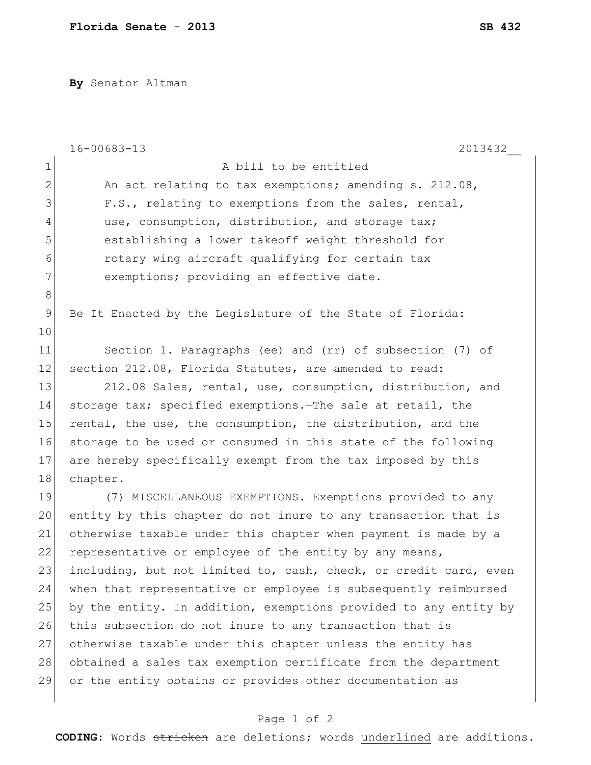**Florida Senate - 2013** **SB 432**

**By** Senator Altman

16-00683-13 2013432__

A bill to be entitled

An act relating to tax exemptions; amending s. 212.08, F.S., relating to exemptions from the sales, rental, use, consumption, distribution, and storage tax; establishing a lower takeoff weight threshold for rotary wing aircraft qualifying for certain tax exemptions; providing an effective date.

Be It Enacted by the Legislature of the State of Florida:

Section 1. Paragraphs (ee) and (rr) of subsection (7) of section 212.08, Florida Statutes, are amended to read:

212.08 Sales, rental, use, consumption, distribution, and storage tax; specified exemptions.—The sale at retail, the rental, the use, the consumption, the distribution, and the storage to be used or consumed in this state of the following are hereby specifically exempt from the tax imposed by this chapter.

(7) MISCELLANEOUS EXEMPTIONS.—Exemptions provided to any entity by this chapter do not inure to any transaction that is otherwise taxable under this chapter when payment is made by a representative or employee of the entity by any means, including, but not limited to, cash, check, or credit card, even when that representative or employee is subsequently reimbursed by the entity. In addition, exemptions provided to any entity by this subsection do not inure to any transaction that is otherwise taxable under this chapter unless the entity has obtained a sales tax exemption certificate from the department or the entity obtains or provides other documentation as

**CODING:** Words ~~stricken~~ are deletions; words <u>underlined</u> are additions.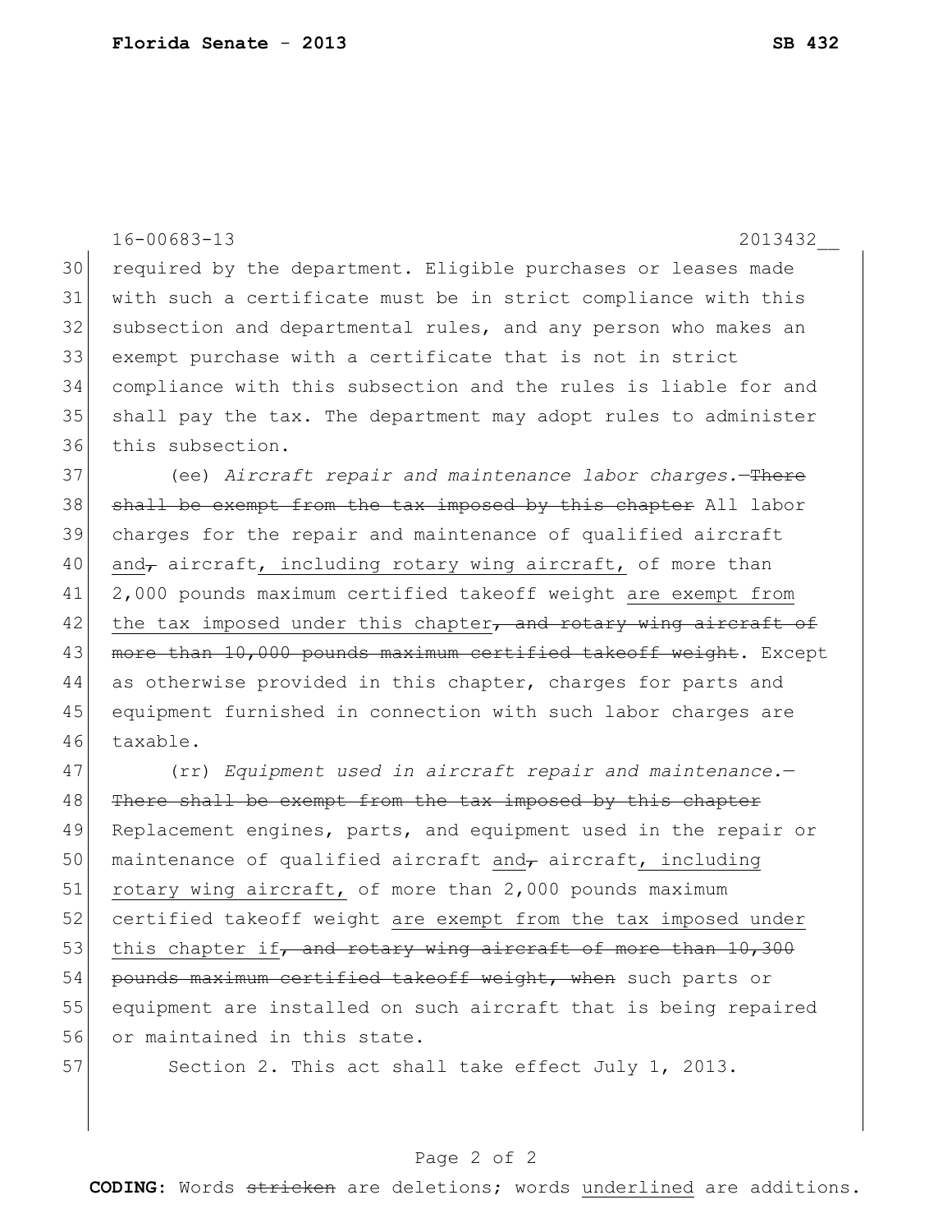required by the department. Eligible purchases or leases made with such a certificate must be in strict compliance with this subsection and departmental rules, and any person who makes an exempt purchase with a certificate that is not in strict compliance with this subsection and the rules is liable for and shall pay the tax. The department may adopt rules to administer this subsection.

(ee) *Aircraft repair and maintenance labor charges.*—~~There shall be exempt from the tax imposed by this chapter~~ All labor charges for the repair and maintenance of qualified aircraft <u>and</u>~~,~~ aircraft<u>, including rotary wing aircraft,</u> of more than 2,000 pounds maximum certified takeoff weight <u>are exempt from the tax imposed under this chapter</u>~~, and rotary wing aircraft of more than 10,000 pounds maximum certified takeoff weight~~. Except as otherwise provided in this chapter, charges for parts and equipment furnished in connection with such labor charges are taxable.

(rr) *Equipment used in aircraft repair and maintenance.*—~~There shall be exempt from the tax imposed by this chapter~~ Replacement engines, parts, and equipment used in the repair or maintenance of qualified aircraft <u>and</u>~~,~~ aircraft<u>, including rotary wing aircraft,</u> of more than 2,000 pounds maximum certified takeoff weight <u>are exempt from the tax imposed under this chapter if</u>~~, and rotary wing aircraft of more than 10,300 pounds maximum certified takeoff weight, when~~ such parts or equipment are installed on such aircraft that is being repaired or maintained in this state.

Section 2. This act shall take effect July 1, 2013.